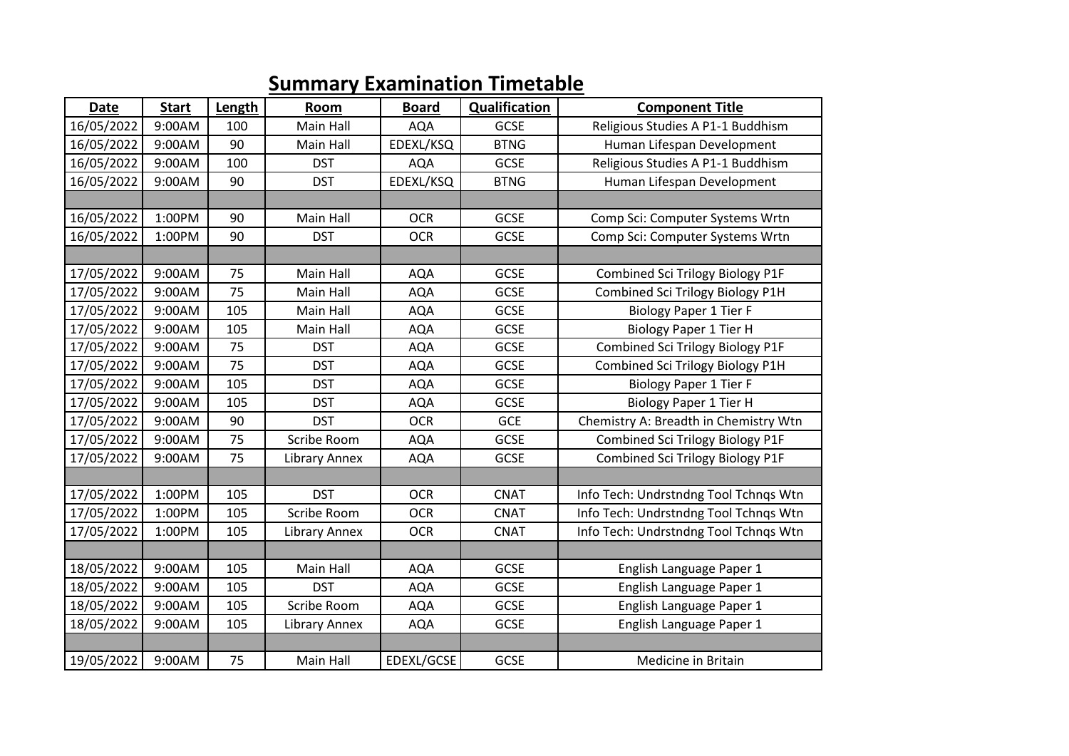# Summary Examination Timetable

| Date | Start | Length | Room | Board | Qualification | Component Title |
|---|---|---|---|---|---|---|
| 16/05/2022 | 9:00AM | 100 | Main Hall | AQA | GCSE | Religious Studies A P1-1 Buddhism |
| 16/05/2022 | 9:00AM | 90 | Main Hall | EDEXL/KSQ | BTNG | Human Lifespan Development |
| 16/05/2022 | 9:00AM | 100 | DST | AQA | GCSE | Religious Studies A P1-1 Buddhism |
| 16/05/2022 | 9:00AM | 90 | DST | EDEXL/KSQ | BTNG | Human Lifespan Development |
| | | | | | | |
| 16/05/2022 | 1:00PM | 90 | Main Hall | OCR | GCSE | Comp Sci: Computer Systems Wrtn |
| 16/05/2022 | 1:00PM | 90 | DST | OCR | GCSE | Comp Sci: Computer Systems Wrtn |
| | | | | | | |
| 17/05/2022 | 9:00AM | 75 | Main Hall | AQA | GCSE | Combined Sci Trilogy Biology P1F |
| 17/05/2022 | 9:00AM | 75 | Main Hall | AQA | GCSE | Combined Sci Trilogy Biology P1H |
| 17/05/2022 | 9:00AM | 105 | Main Hall | AQA | GCSE | Biology Paper 1 Tier F |
| 17/05/2022 | 9:00AM | 105 | Main Hall | AQA | GCSE | Biology Paper 1 Tier H |
| 17/05/2022 | 9:00AM | 75 | DST | AQA | GCSE | Combined Sci Trilogy Biology P1F |
| 17/05/2022 | 9:00AM | 75 | DST | AQA | GCSE | Combined Sci Trilogy Biology P1H |
| 17/05/2022 | 9:00AM | 105 | DST | AQA | GCSE | Biology Paper 1 Tier F |
| 17/05/2022 | 9:00AM | 105 | DST | AQA | GCSE | Biology Paper 1 Tier H |
| 17/05/2022 | 9:00AM | 90 | DST | OCR | GCE | Chemistry A: Breadth in Chemistry Wtn |
| 17/05/2022 | 9:00AM | 75 | Scribe Room | AQA | GCSE | Combined Sci Trilogy Biology P1F |
| 17/05/2022 | 9:00AM | 75 | Library Annex | AQA | GCSE | Combined Sci Trilogy Biology P1F |
| | | | | | | |
| 17/05/2022 | 1:00PM | 105 | DST | OCR | CNAT | Info Tech: Undrstndng Tool Tchnqs Wtn |
| 17/05/2022 | 1:00PM | 105 | Scribe Room | OCR | CNAT | Info Tech: Undrstndng Tool Tchnqs Wtn |
| 17/05/2022 | 1:00PM | 105 | Library Annex | OCR | CNAT | Info Tech: Undrstndng Tool Tchnqs Wtn |
| | | | | | | |
| 18/05/2022 | 9:00AM | 105 | Main Hall | AQA | GCSE | English Language Paper 1 |
| 18/05/2022 | 9:00AM | 105 | DST | AQA | GCSE | English Language Paper 1 |
| 18/05/2022 | 9:00AM | 105 | Scribe Room | AQA | GCSE | English Language Paper 1 |
| 18/05/2022 | 9:00AM | 105 | Library Annex | AQA | GCSE | English Language Paper 1 |
| | | | | | | |
| 19/05/2022 | 9:00AM | 75 | Main Hall | EDEXL/GCSE | GCSE | Medicine in Britain |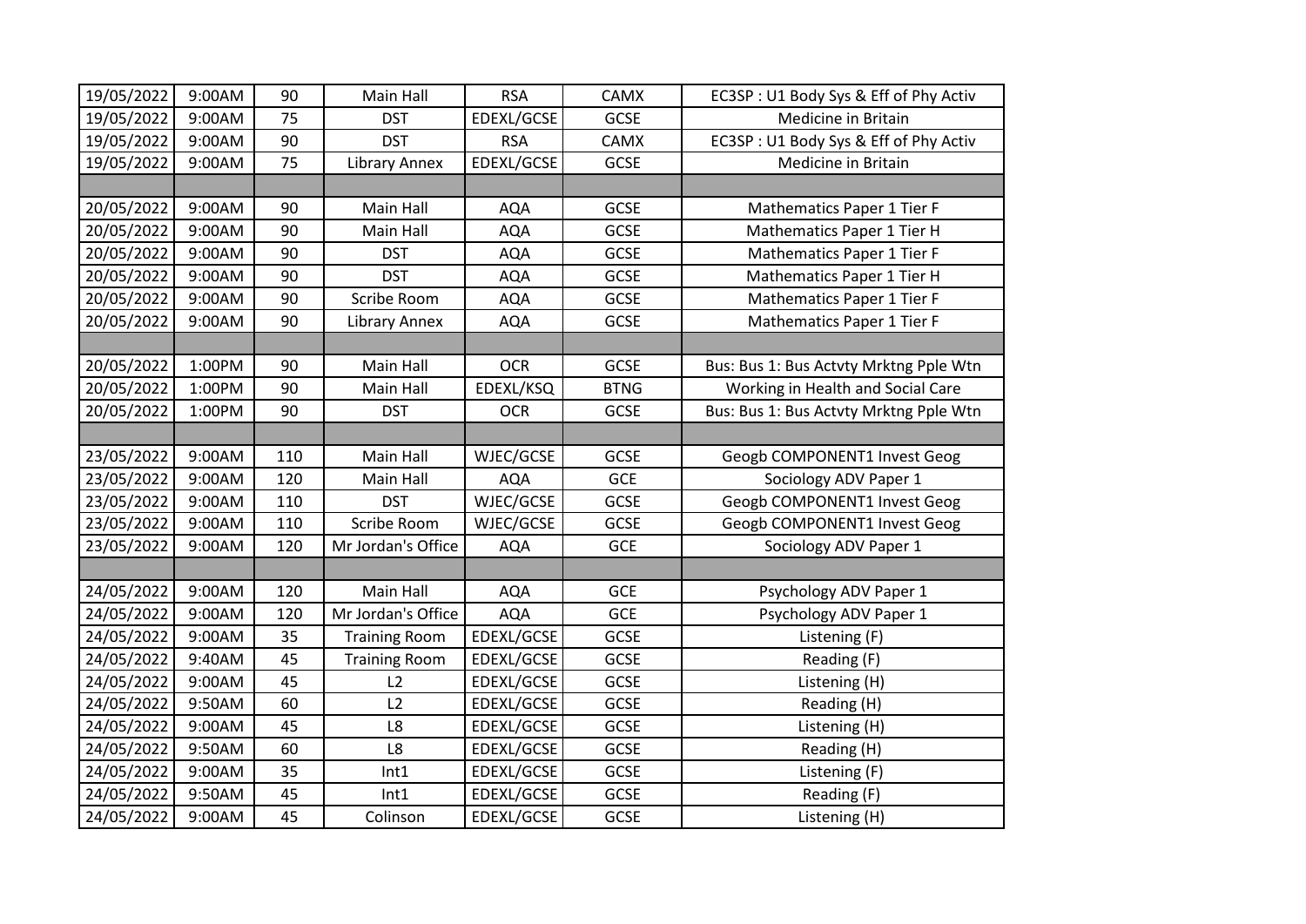| | | | | | | |
|---|---|---|---|---|---|---|
| 19/05/2022 | 9:00AM | 90 | Main Hall | RSA | CAMX | EC3SP : U1 Body Sys & Eff of Phy Activ |
| 19/05/2022 | 9:00AM | 75 | DST | EDEXL/GCSE | GCSE | Medicine in Britain |
| 19/05/2022 | 9:00AM | 90 | DST | RSA | CAMX | EC3SP : U1 Body Sys & Eff of Phy Activ |
| 19/05/2022 | 9:00AM | 75 | Library Annex | EDEXL/GCSE | GCSE | Medicine in Britain |
| | | | | | | |
| 20/05/2022 | 9:00AM | 90 | Main Hall | AQA | GCSE | Mathematics Paper 1 Tier F |
| 20/05/2022 | 9:00AM | 90 | Main Hall | AQA | GCSE | Mathematics Paper 1 Tier H |
| 20/05/2022 | 9:00AM | 90 | DST | AQA | GCSE | Mathematics Paper 1 Tier F |
| 20/05/2022 | 9:00AM | 90 | DST | AQA | GCSE | Mathematics Paper 1 Tier H |
| 20/05/2022 | 9:00AM | 90 | Scribe Room | AQA | GCSE | Mathematics Paper 1 Tier F |
| 20/05/2022 | 9:00AM | 90 | Library Annex | AQA | GCSE | Mathematics Paper 1 Tier F |
| | | | | | | |
| 20/05/2022 | 1:00PM | 90 | Main Hall | OCR | GCSE | Bus: Bus 1: Bus Actvty Mrktng Pple Wtn |
| 20/05/2022 | 1:00PM | 90 | Main Hall | EDEXL/KSQ | BTNG | Working in Health and Social Care |
| 20/05/2022 | 1:00PM | 90 | DST | OCR | GCSE | Bus: Bus 1: Bus Actvty Mrktng Pple Wtn |
| | | | | | | |
| 23/05/2022 | 9:00AM | 110 | Main Hall | WJEC/GCSE | GCSE | Geogb COMPONENT1 Invest Geog |
| 23/05/2022 | 9:00AM | 120 | Main Hall | AQA | GCE | Sociology ADV Paper 1 |
| 23/05/2022 | 9:00AM | 110 | DST | WJEC/GCSE | GCSE | Geogb COMPONENT1 Invest Geog |
| 23/05/2022 | 9:00AM | 110 | Scribe Room | WJEC/GCSE | GCSE | Geogb COMPONENT1 Invest Geog |
| 23/05/2022 | 9:00AM | 120 | Mr Jordan's Office | AQA | GCE | Sociology ADV Paper 1 |
| | | | | | | |
| 24/05/2022 | 9:00AM | 120 | Main Hall | AQA | GCE | Psychology ADV Paper 1 |
| 24/05/2022 | 9:00AM | 120 | Mr Jordan's Office | AQA | GCE | Psychology ADV Paper 1 |
| 24/05/2022 | 9:00AM | 35 | Training Room | EDEXL/GCSE | GCSE | Listening (F) |
| 24/05/2022 | 9:40AM | 45 | Training Room | EDEXL/GCSE | GCSE | Reading (F) |
| 24/05/2022 | 9:00AM | 45 | L2 | EDEXL/GCSE | GCSE | Listening (H) |
| 24/05/2022 | 9:50AM | 60 | L2 | EDEXL/GCSE | GCSE | Reading (H) |
| 24/05/2022 | 9:00AM | 45 | L8 | EDEXL/GCSE | GCSE | Listening (H) |
| 24/05/2022 | 9:50AM | 60 | L8 | EDEXL/GCSE | GCSE | Reading (H) |
| 24/05/2022 | 9:00AM | 35 | Int1 | EDEXL/GCSE | GCSE | Listening (F) |
| 24/05/2022 | 9:50AM | 45 | Int1 | EDEXL/GCSE | GCSE | Reading (F) |
| 24/05/2022 | 9:00AM | 45 | Colinson | EDEXL/GCSE | GCSE | Listening (H) |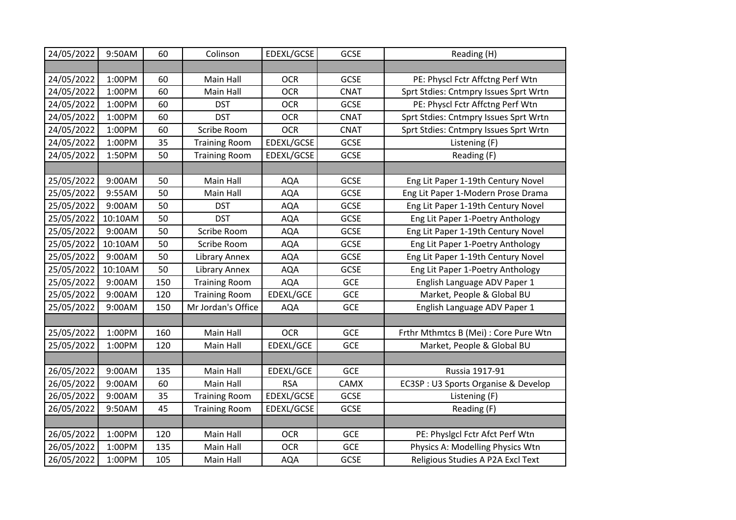| 24/05/2022 | 9:50AM | 60 | Colinson | EDEXL/GCSE | GCSE | Reading (H) |
|---|---|---|---|---|---|---|
| | | | | | | |
| 24/05/2022 | 1:00PM | 60 | Main Hall | OCR | GCSE | PE: Physcl Fctr Affctng Perf Wtn |
| 24/05/2022 | 1:00PM | 60 | Main Hall | OCR | CNAT | Sprt Stdies: Cntmpry Issues Sprt Wrtn |
| 24/05/2022 | 1:00PM | 60 | DST | OCR | GCSE | PE: Physcl Fctr Affctng Perf Wtn |
| 24/05/2022 | 1:00PM | 60 | DST | OCR | CNAT | Sprt Stdies: Cntmpry Issues Sprt Wrtn |
| 24/05/2022 | 1:00PM | 60 | Scribe Room | OCR | CNAT | Sprt Stdies: Cntmpry Issues Sprt Wrtn |
| 24/05/2022 | 1:00PM | 35 | Training Room | EDEXL/GCSE | GCSE | Listening (F) |
| 24/05/2022 | 1:50PM | 50 | Training Room | EDEXL/GCSE | GCSE | Reading (F) |
| | | | | | | |
| 25/05/2022 | 9:00AM | 50 | Main Hall | AQA | GCSE | Eng Lit Paper 1-19th Century Novel |
| 25/05/2022 | 9:55AM | 50 | Main Hall | AQA | GCSE | Eng Lit Paper 1-Modern Prose Drama |
| 25/05/2022 | 9:00AM | 50 | DST | AQA | GCSE | Eng Lit Paper 1-19th Century Novel |
| 25/05/2022 | 10:10AM | 50 | DST | AQA | GCSE | Eng Lit Paper 1-Poetry Anthology |
| 25/05/2022 | 9:00AM | 50 | Scribe Room | AQA | GCSE | Eng Lit Paper 1-19th Century Novel |
| 25/05/2022 | 10:10AM | 50 | Scribe Room | AQA | GCSE | Eng Lit Paper 1-Poetry Anthology |
| 25/05/2022 | 9:00AM | 50 | Library Annex | AQA | GCSE | Eng Lit Paper 1-19th Century Novel |
| 25/05/2022 | 10:10AM | 50 | Library Annex | AQA | GCSE | Eng Lit Paper 1-Poetry Anthology |
| 25/05/2022 | 9:00AM | 150 | Training Room | AQA | GCE | English Language ADV Paper 1 |
| 25/05/2022 | 9:00AM | 120 | Training Room | EDEXL/GCE | GCE | Market, People & Global BU |
| 25/05/2022 | 9:00AM | 150 | Mr Jordan's Office | AQA | GCE | English Language ADV Paper 1 |
| | | | | | | |
| 25/05/2022 | 1:00PM | 160 | Main Hall | OCR | GCE | Frthr Mthmtcs B (Mei) : Core Pure Wtn |
| 25/05/2022 | 1:00PM | 120 | Main Hall | EDEXL/GCE | GCE | Market, People & Global BU |
| | | | | | | |
| 26/05/2022 | 9:00AM | 135 | Main Hall | EDEXL/GCE | GCE | Russia 1917-91 |
| 26/05/2022 | 9:00AM | 60 | Main Hall | RSA | CAMX | EC3SP : U3 Sports Organise & Develop |
| 26/05/2022 | 9:00AM | 35 | Training Room | EDEXL/GCSE | GCSE | Listening (F) |
| 26/05/2022 | 9:50AM | 45 | Training Room | EDEXL/GCSE | GCSE | Reading (F) |
| | | | | | | |
| 26/05/2022 | 1:00PM | 120 | Main Hall | OCR | GCE | PE: Physlgcl Fctr Afct Perf Wtn |
| 26/05/2022 | 1:00PM | 135 | Main Hall | OCR | GCE | Physics A: Modelling Physics Wtn |
| 26/05/2022 | 1:00PM | 105 | Main Hall | AQA | GCSE | Religious Studies A P2A Excl Text |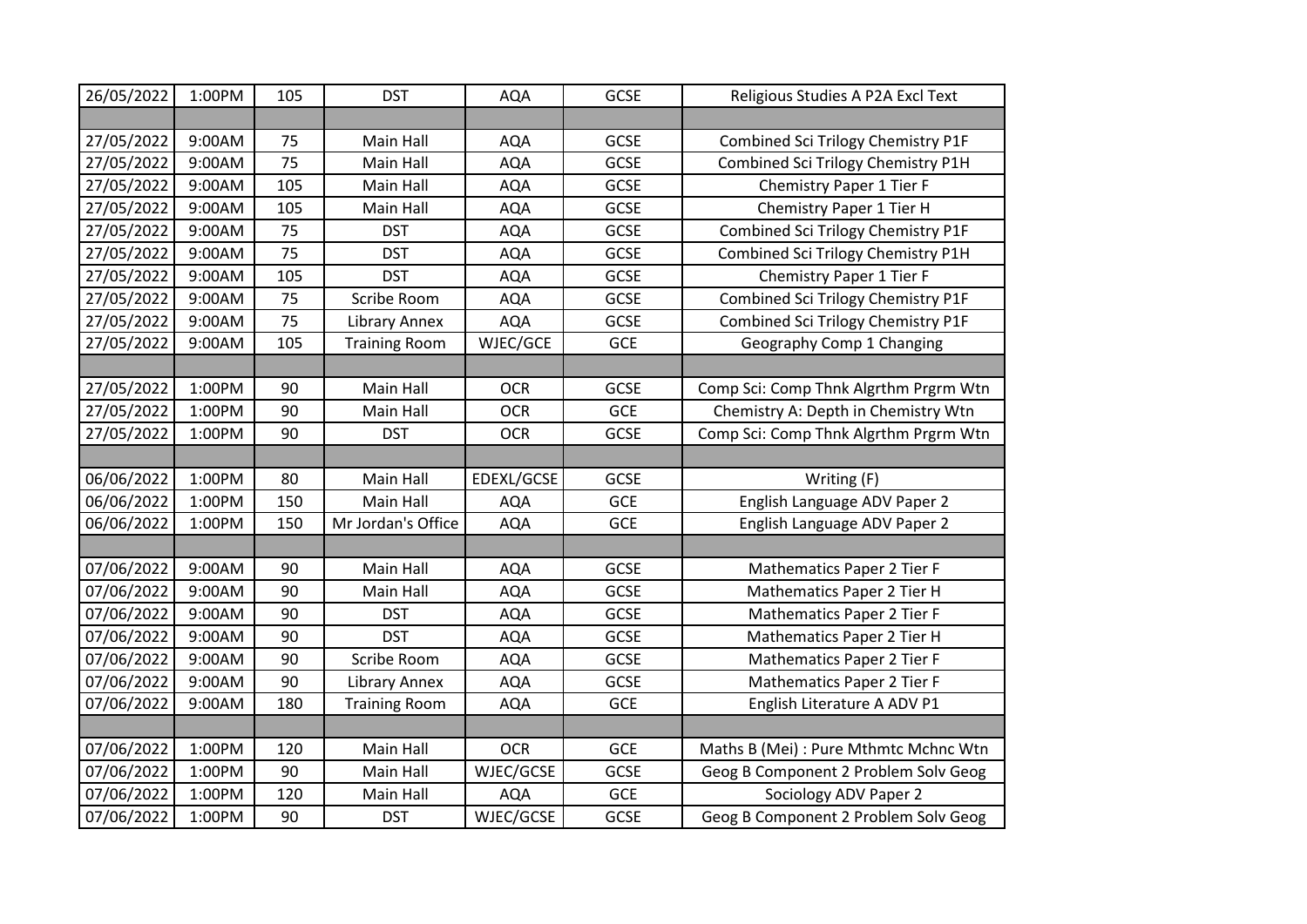| 26/05/2022 | 1:00PM | 105 | DST | AQA | GCSE | Religious Studies A P2A Excl Text |
|---|---|---|---|---|---|---|
| | | | | | | |
| 27/05/2022 | 9:00AM | 75 | Main Hall | AQA | GCSE | Combined Sci Trilogy Chemistry P1F |
| 27/05/2022 | 9:00AM | 75 | Main Hall | AQA | GCSE | Combined Sci Trilogy Chemistry P1H |
| 27/05/2022 | 9:00AM | 105 | Main Hall | AQA | GCSE | Chemistry Paper 1 Tier F |
| 27/05/2022 | 9:00AM | 105 | Main Hall | AQA | GCSE | Chemistry Paper 1 Tier H |
| 27/05/2022 | 9:00AM | 75 | DST | AQA | GCSE | Combined Sci Trilogy Chemistry P1F |
| 27/05/2022 | 9:00AM | 75 | DST | AQA | GCSE | Combined Sci Trilogy Chemistry P1H |
| 27/05/2022 | 9:00AM | 105 | DST | AQA | GCSE | Chemistry Paper 1 Tier F |
| 27/05/2022 | 9:00AM | 75 | Scribe Room | AQA | GCSE | Combined Sci Trilogy Chemistry P1F |
| 27/05/2022 | 9:00AM | 75 | Library Annex | AQA | GCSE | Combined Sci Trilogy Chemistry P1F |
| 27/05/2022 | 9:00AM | 105 | Training Room | WJEC/GCE | GCE | Geography Comp 1 Changing |
| | | | | | | |
| 27/05/2022 | 1:00PM | 90 | Main Hall | OCR | GCSE | Comp Sci: Comp Thnk Algrthm Prgrm Wtn |
| 27/05/2022 | 1:00PM | 90 | Main Hall | OCR | GCE | Chemistry A: Depth in Chemistry Wtn |
| 27/05/2022 | 1:00PM | 90 | DST | OCR | GCSE | Comp Sci: Comp Thnk Algrthm Prgrm Wtn |
| | | | | | | |
| 06/06/2022 | 1:00PM | 80 | Main Hall | EDEXL/GCSE | GCSE | Writing (F) |
| 06/06/2022 | 1:00PM | 150 | Main Hall | AQA | GCE | English Language ADV Paper 2 |
| 06/06/2022 | 1:00PM | 150 | Mr Jordan's Office | AQA | GCE | English Language ADV Paper 2 |
| | | | | | | |
| 07/06/2022 | 9:00AM | 90 | Main Hall | AQA | GCSE | Mathematics Paper 2 Tier F |
| 07/06/2022 | 9:00AM | 90 | Main Hall | AQA | GCSE | Mathematics Paper 2 Tier H |
| 07/06/2022 | 9:00AM | 90 | DST | AQA | GCSE | Mathematics Paper 2 Tier F |
| 07/06/2022 | 9:00AM | 90 | DST | AQA | GCSE | Mathematics Paper 2 Tier H |
| 07/06/2022 | 9:00AM | 90 | Scribe Room | AQA | GCSE | Mathematics Paper 2 Tier F |
| 07/06/2022 | 9:00AM | 90 | Library Annex | AQA | GCSE | Mathematics Paper 2 Tier F |
| 07/06/2022 | 9:00AM | 180 | Training Room | AQA | GCE | English Literature A ADV P1 |
| | | | | | | |
| 07/06/2022 | 1:00PM | 120 | Main Hall | OCR | GCE | Maths B (Mei) : Pure Mthmtc Mchnc Wtn |
| 07/06/2022 | 1:00PM | 90 | Main Hall | WJEC/GCSE | GCSE | Geog B Component 2 Problem Solv Geog |
| 07/06/2022 | 1:00PM | 120 | Main Hall | AQA | GCE | Sociology ADV Paper 2 |
| 07/06/2022 | 1:00PM | 90 | DST | WJEC/GCSE | GCSE | Geog B Component 2 Problem Solv Geog |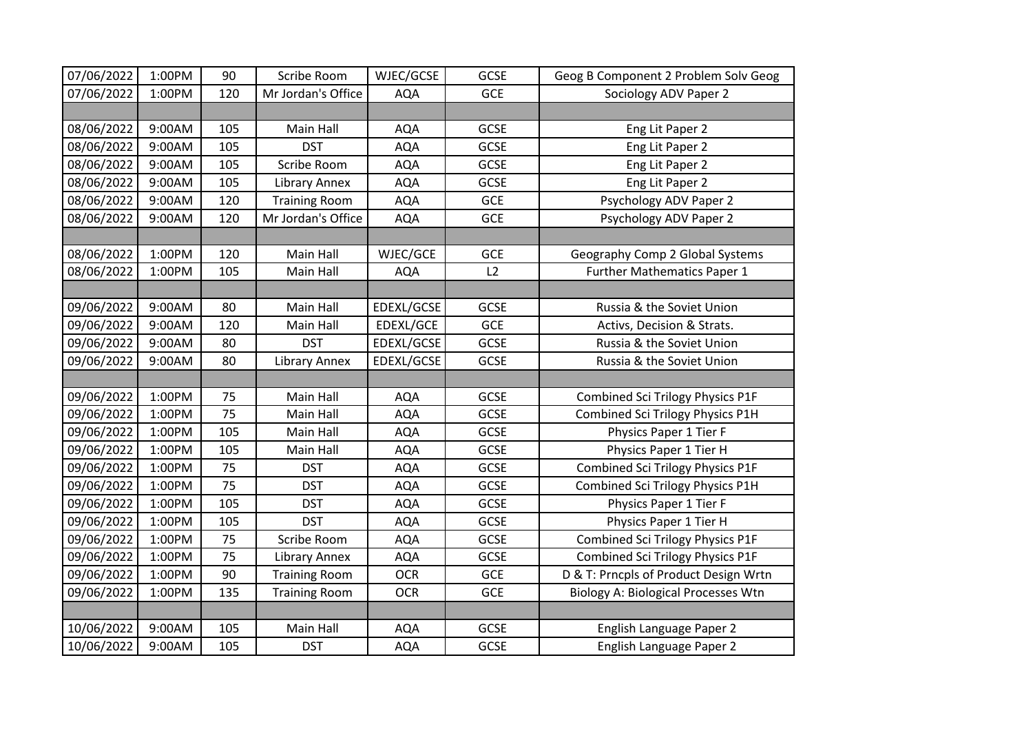| 07/06/2022 | 1:00PM | 90 | Scribe Room | WJEC/GCSE | GCSE | Geog B Component 2 Problem Solv Geog |
|---|---|---|---|---|---|---|
| 07/06/2022 | 1:00PM | 120 | Mr Jordan's Office | AQA | GCE | Sociology ADV Paper 2 |
| | | | | | | |
| 08/06/2022 | 9:00AM | 105 | Main Hall | AQA | GCSE | Eng Lit Paper 2 |
| 08/06/2022 | 9:00AM | 105 | DST | AQA | GCSE | Eng Lit Paper 2 |
| 08/06/2022 | 9:00AM | 105 | Scribe Room | AQA | GCSE | Eng Lit Paper 2 |
| 08/06/2022 | 9:00AM | 105 | Library Annex | AQA | GCSE | Eng Lit Paper 2 |
| 08/06/2022 | 9:00AM | 120 | Training Room | AQA | GCE | Psychology ADV Paper 2 |
| 08/06/2022 | 9:00AM | 120 | Mr Jordan's Office | AQA | GCE | Psychology ADV Paper 2 |
| | | | | | | |
| 08/06/2022 | 1:00PM | 120 | Main Hall | WJEC/GCE | GCE | Geography Comp 2 Global Systems |
| 08/06/2022 | 1:00PM | 105 | Main Hall | AQA | L2 | Further Mathematics Paper 1 |
| | | | | | | |
| 09/06/2022 | 9:00AM | 80 | Main Hall | EDEXL/GCSE | GCSE | Russia & the Soviet Union |
| 09/06/2022 | 9:00AM | 120 | Main Hall | EDEXL/GCE | GCE | Activs, Decision & Strats. |
| 09/06/2022 | 9:00AM | 80 | DST | EDEXL/GCSE | GCSE | Russia & the Soviet Union |
| 09/06/2022 | 9:00AM | 80 | Library Annex | EDEXL/GCSE | GCSE | Russia & the Soviet Union |
| | | | | | | |
| 09/06/2022 | 1:00PM | 75 | Main Hall | AQA | GCSE | Combined Sci Trilogy Physics P1F |
| 09/06/2022 | 1:00PM | 75 | Main Hall | AQA | GCSE | Combined Sci Trilogy Physics P1H |
| 09/06/2022 | 1:00PM | 105 | Main Hall | AQA | GCSE | Physics Paper 1 Tier F |
| 09/06/2022 | 1:00PM | 105 | Main Hall | AQA | GCSE | Physics Paper 1 Tier H |
| 09/06/2022 | 1:00PM | 75 | DST | AQA | GCSE | Combined Sci Trilogy Physics P1F |
| 09/06/2022 | 1:00PM | 75 | DST | AQA | GCSE | Combined Sci Trilogy Physics P1H |
| 09/06/2022 | 1:00PM | 105 | DST | AQA | GCSE | Physics Paper 1 Tier F |
| 09/06/2022 | 1:00PM | 105 | DST | AQA | GCSE | Physics Paper 1 Tier H |
| 09/06/2022 | 1:00PM | 75 | Scribe Room | AQA | GCSE | Combined Sci Trilogy Physics P1F |
| 09/06/2022 | 1:00PM | 75 | Library Annex | AQA | GCSE | Combined Sci Trilogy Physics P1F |
| 09/06/2022 | 1:00PM | 90 | Training Room | OCR | GCE | D & T: Prncpls of Product Design Wrtn |
| 09/06/2022 | 1:00PM | 135 | Training Room | OCR | GCE | Biology A: Biological Processes Wtn |
| | | | | | | |
| 10/06/2022 | 9:00AM | 105 | Main Hall | AQA | GCSE | English Language Paper 2 |
| 10/06/2022 | 9:00AM | 105 | DST | AQA | GCSE | English Language Paper 2 |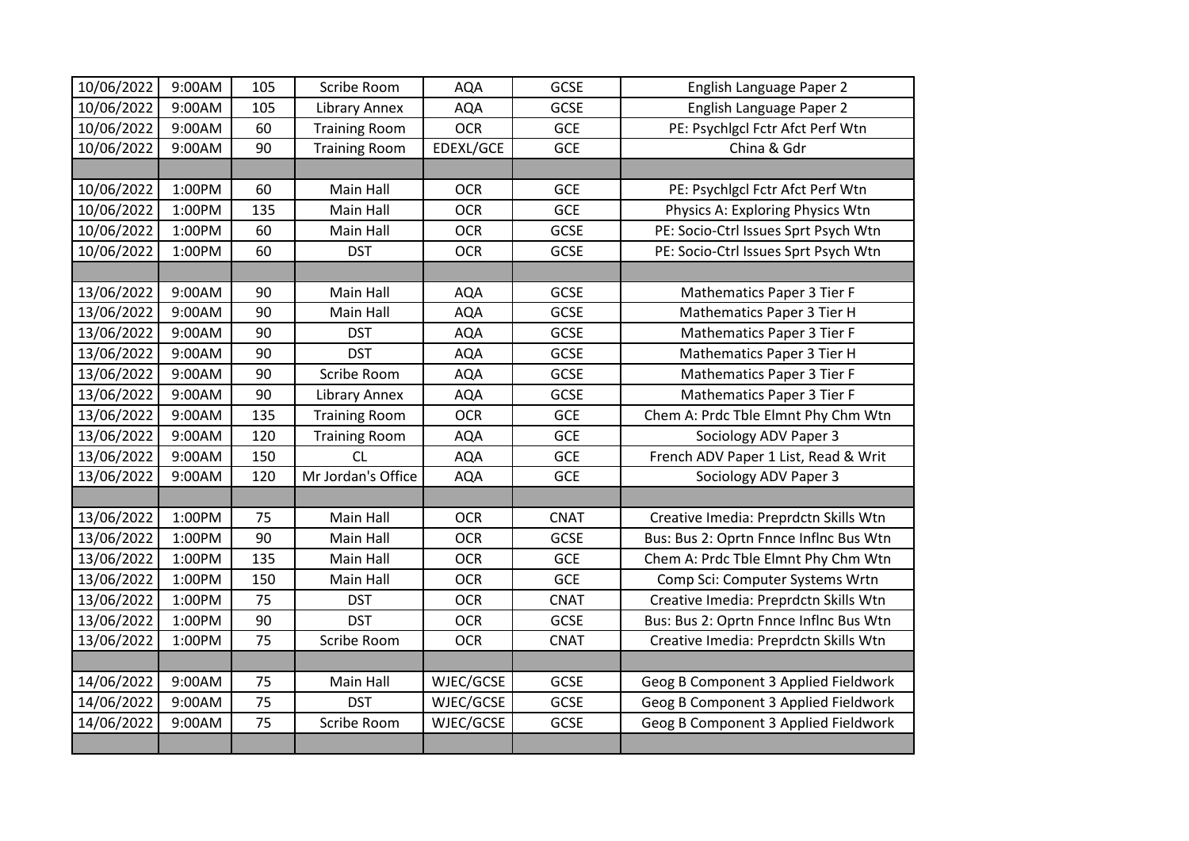| 10/06/2022 | 9:00AM | 105 | Scribe Room | AQA | GCSE | English Language Paper 2 |
|---|---|---|---|---|---|---|
| 10/06/2022 | 9:00AM | 105 | Library Annex | AQA | GCSE | English Language Paper 2 |
| 10/06/2022 | 9:00AM | 60 | Training Room | OCR | GCE | PE: Psychlgcl Fctr Afct Perf Wtn |
| 10/06/2022 | 9:00AM | 90 | Training Room | EDEXL/GCE | GCE | China & Gdr |
| | | | | | | |
| 10/06/2022 | 1:00PM | 60 | Main Hall | OCR | GCE | PE: Psychlgcl Fctr Afct Perf Wtn |
| 10/06/2022 | 1:00PM | 135 | Main Hall | OCR | GCE | Physics A: Exploring Physics Wtn |
| 10/06/2022 | 1:00PM | 60 | Main Hall | OCR | GCSE | PE: Socio-Ctrl Issues Sprt Psych Wtn |
| 10/06/2022 | 1:00PM | 60 | DST | OCR | GCSE | PE: Socio-Ctrl Issues Sprt Psych Wtn |
| | | | | | | |
| 13/06/2022 | 9:00AM | 90 | Main Hall | AQA | GCSE | Mathematics Paper 3 Tier F |
| 13/06/2022 | 9:00AM | 90 | Main Hall | AQA | GCSE | Mathematics Paper 3 Tier H |
| 13/06/2022 | 9:00AM | 90 | DST | AQA | GCSE | Mathematics Paper 3 Tier F |
| 13/06/2022 | 9:00AM | 90 | DST | AQA | GCSE | Mathematics Paper 3 Tier H |
| 13/06/2022 | 9:00AM | 90 | Scribe Room | AQA | GCSE | Mathematics Paper 3 Tier F |
| 13/06/2022 | 9:00AM | 90 | Library Annex | AQA | GCSE | Mathematics Paper 3 Tier F |
| 13/06/2022 | 9:00AM | 135 | Training Room | OCR | GCE | Chem A: Prdc Tble Elmnt Phy Chm Wtn |
| 13/06/2022 | 9:00AM | 120 | Training Room | AQA | GCE | Sociology ADV Paper 3 |
| 13/06/2022 | 9:00AM | 150 | CL | AQA | GCE | French ADV Paper 1 List, Read & Writ |
| 13/06/2022 | 9:00AM | 120 | Mr Jordan's Office | AQA | GCE | Sociology ADV Paper 3 |
| | | | | | | |
| 13/06/2022 | 1:00PM | 75 | Main Hall | OCR | CNAT | Creative Imedia: Preprdctn Skills Wtn |
| 13/06/2022 | 1:00PM | 90 | Main Hall | OCR | GCSE | Bus: Bus 2: Oprtn Fnnce Inflnc Bus Wtn |
| 13/06/2022 | 1:00PM | 135 | Main Hall | OCR | GCE | Chem A: Prdc Tble Elmnt Phy Chm Wtn |
| 13/06/2022 | 1:00PM | 150 | Main Hall | OCR | GCE | Comp Sci: Computer Systems Wrtn |
| 13/06/2022 | 1:00PM | 75 | DST | OCR | CNAT | Creative Imedia: Preprdctn Skills Wtn |
| 13/06/2022 | 1:00PM | 90 | DST | OCR | GCSE | Bus: Bus 2: Oprtn Fnnce Inflnc Bus Wtn |
| 13/06/2022 | 1:00PM | 75 | Scribe Room | OCR | CNAT | Creative Imedia: Preprdctn Skills Wtn |
| | | | | | | |
| 14/06/2022 | 9:00AM | 75 | Main Hall | WJEC/GCSE | GCSE | Geog B Component 3 Applied Fieldwork |
| 14/06/2022 | 9:00AM | 75 | DST | WJEC/GCSE | GCSE | Geog B Component 3 Applied Fieldwork |
| 14/06/2022 | 9:00AM | 75 | Scribe Room | WJEC/GCSE | GCSE | Geog B Component 3 Applied Fieldwork |
| | | | | | | |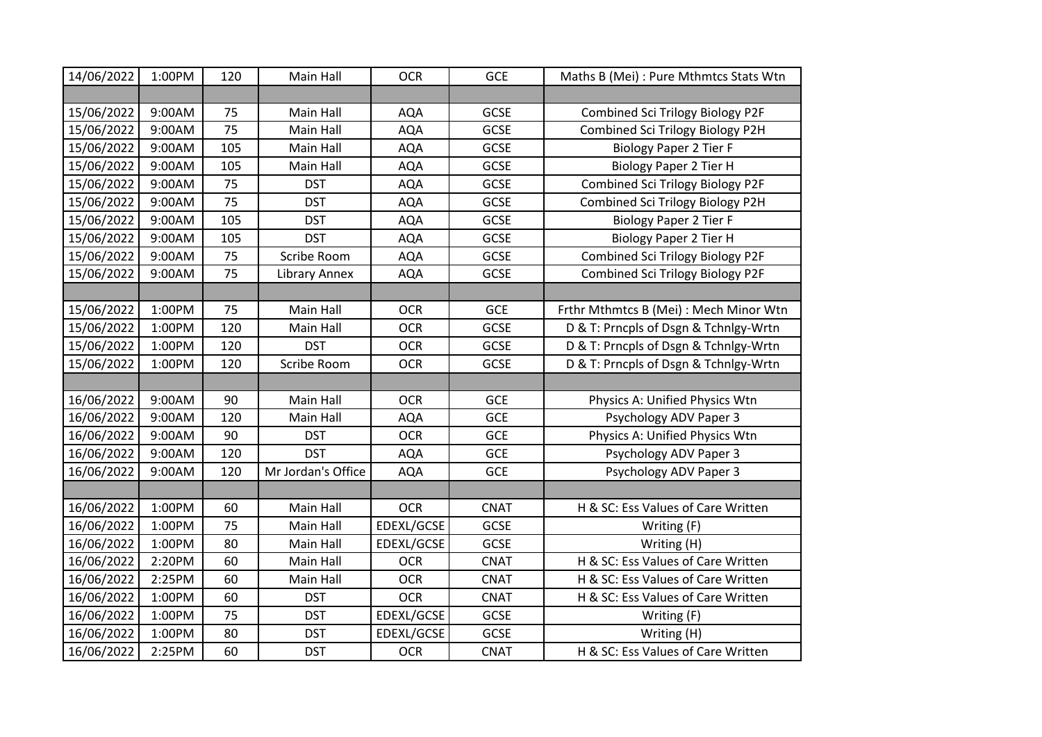| 14/06/2022 | 1:00PM | 120 | Main Hall | OCR | GCE | Maths B (Mei) : Pure Mthmtcs Stats Wtn |
|---|---|---|---|---|---|---|
| | | | | | | |
| 15/06/2022 | 9:00AM | 75 | Main Hall | AQA | GCSE | Combined Sci Trilogy Biology P2F |
| 15/06/2022 | 9:00AM | 75 | Main Hall | AQA | GCSE | Combined Sci Trilogy Biology P2H |
| 15/06/2022 | 9:00AM | 105 | Main Hall | AQA | GCSE | Biology Paper 2 Tier F |
| 15/06/2022 | 9:00AM | 105 | Main Hall | AQA | GCSE | Biology Paper 2 Tier H |
| 15/06/2022 | 9:00AM | 75 | DST | AQA | GCSE | Combined Sci Trilogy Biology P2F |
| 15/06/2022 | 9:00AM | 75 | DST | AQA | GCSE | Combined Sci Trilogy Biology P2H |
| 15/06/2022 | 9:00AM | 105 | DST | AQA | GCSE | Biology Paper 2 Tier F |
| 15/06/2022 | 9:00AM | 105 | DST | AQA | GCSE | Biology Paper 2 Tier H |
| 15/06/2022 | 9:00AM | 75 | Scribe Room | AQA | GCSE | Combined Sci Trilogy Biology P2F |
| 15/06/2022 | 9:00AM | 75 | Library Annex | AQA | GCSE | Combined Sci Trilogy Biology P2F |
| | | | | | | |
| 15/06/2022 | 1:00PM | 75 | Main Hall | OCR | GCE | Frthr Mthmtcs B (Mei) : Mech Minor Wtn |
| 15/06/2022 | 1:00PM | 120 | Main Hall | OCR | GCSE | D & T: Prncpls of Dsgn & Tchnlgy-Wrtn |
| 15/06/2022 | 1:00PM | 120 | DST | OCR | GCSE | D & T: Prncpls of Dsgn & Tchnlgy-Wrtn |
| 15/06/2022 | 1:00PM | 120 | Scribe Room | OCR | GCSE | D & T: Prncpls of Dsgn & Tchnlgy-Wrtn |
| | | | | | | |
| 16/06/2022 | 9:00AM | 90 | Main Hall | OCR | GCE | Physics A: Unified Physics Wtn |
| 16/06/2022 | 9:00AM | 120 | Main Hall | AQA | GCE | Psychology ADV Paper 3 |
| 16/06/2022 | 9:00AM | 90 | DST | OCR | GCE | Physics A: Unified Physics Wtn |
| 16/06/2022 | 9:00AM | 120 | DST | AQA | GCE | Psychology ADV Paper 3 |
| 16/06/2022 | 9:00AM | 120 | Mr Jordan's Office | AQA | GCE | Psychology ADV Paper 3 |
| | | | | | | |
| 16/06/2022 | 1:00PM | 60 | Main Hall | OCR | CNAT | H & SC: Ess Values of Care Written |
| 16/06/2022 | 1:00PM | 75 | Main Hall | EDEXL/GCSE | GCSE | Writing (F) |
| 16/06/2022 | 1:00PM | 80 | Main Hall | EDEXL/GCSE | GCSE | Writing (H) |
| 16/06/2022 | 2:20PM | 60 | Main Hall | OCR | CNAT | H & SC: Ess Values of Care Written |
| 16/06/2022 | 2:25PM | 60 | Main Hall | OCR | CNAT | H & SC: Ess Values of Care Written |
| 16/06/2022 | 1:00PM | 60 | DST | OCR | CNAT | H & SC: Ess Values of Care Written |
| 16/06/2022 | 1:00PM | 75 | DST | EDEXL/GCSE | GCSE | Writing (F) |
| 16/06/2022 | 1:00PM | 80 | DST | EDEXL/GCSE | GCSE | Writing (H) |
| 16/06/2022 | 2:25PM | 60 | DST | OCR | CNAT | H & SC: Ess Values of Care Written |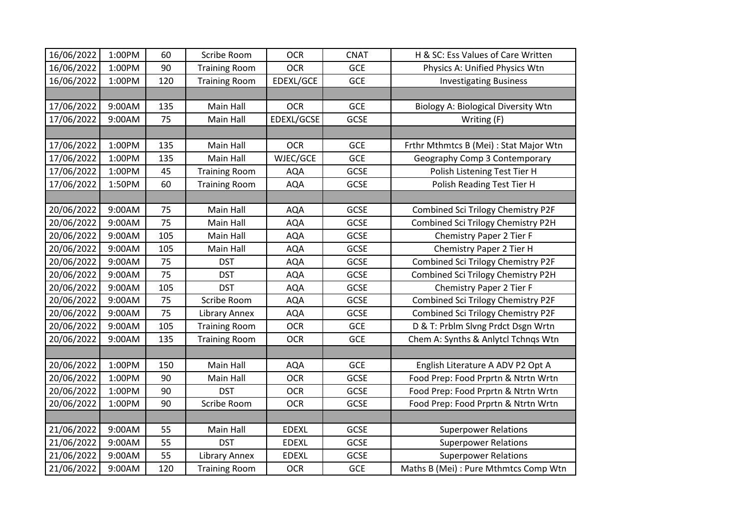| | | | | | | |
|---|---|---|---|---|---|---|
| 16/06/2022 | 1:00PM | 60 | Scribe Room | OCR | CNAT | H & SC: Ess Values of Care Written |
| 16/06/2022 | 1:00PM | 90 | Training Room | OCR | GCE | Physics A: Unified Physics Wtn |
| 16/06/2022 | 1:00PM | 120 | Training Room | EDEXL/GCE | GCE | Investigating Business |
| | | | | | | |
| 17/06/2022 | 9:00AM | 135 | Main Hall | OCR | GCE | Biology A: Biological Diversity Wtn |
| 17/06/2022 | 9:00AM | 75 | Main Hall | EDEXL/GCSE | GCSE | Writing (F) |
| | | | | | | |
| 17/06/2022 | 1:00PM | 135 | Main Hall | OCR | GCE | Frthr Mthmtcs B (Mei) : Stat Major Wtn |
| 17/06/2022 | 1:00PM | 135 | Main Hall | WJEC/GCE | GCE | Geography Comp 3 Contemporary |
| 17/06/2022 | 1:00PM | 45 | Training Room | AQA | GCSE | Polish Listening Test Tier H |
| 17/06/2022 | 1:50PM | 60 | Training Room | AQA | GCSE | Polish Reading Test Tier H |
| | | | | | | |
| 20/06/2022 | 9:00AM | 75 | Main Hall | AQA | GCSE | Combined Sci Trilogy Chemistry P2F |
| 20/06/2022 | 9:00AM | 75 | Main Hall | AQA | GCSE | Combined Sci Trilogy Chemistry P2H |
| 20/06/2022 | 9:00AM | 105 | Main Hall | AQA | GCSE | Chemistry Paper 2 Tier F |
| 20/06/2022 | 9:00AM | 105 | Main Hall | AQA | GCSE | Chemistry Paper 2 Tier H |
| 20/06/2022 | 9:00AM | 75 | DST | AQA | GCSE | Combined Sci Trilogy Chemistry P2F |
| 20/06/2022 | 9:00AM | 75 | DST | AQA | GCSE | Combined Sci Trilogy Chemistry P2H |
| 20/06/2022 | 9:00AM | 105 | DST | AQA | GCSE | Chemistry Paper 2 Tier F |
| 20/06/2022 | 9:00AM | 75 | Scribe Room | AQA | GCSE | Combined Sci Trilogy Chemistry P2F |
| 20/06/2022 | 9:00AM | 75 | Library Annex | AQA | GCSE | Combined Sci Trilogy Chemistry P2F |
| 20/06/2022 | 9:00AM | 105 | Training Room | OCR | GCE | D & T: Prblm Slvng Prdct Dsgn Wrtn |
| 20/06/2022 | 9:00AM | 135 | Training Room | OCR | GCE | Chem A: Synths & Anlytcl Tchnqs Wtn |
| | | | | | | |
| 20/06/2022 | 1:00PM | 150 | Main Hall | AQA | GCE | English Literature A ADV P2 Opt A |
| 20/06/2022 | 1:00PM | 90 | Main Hall | OCR | GCSE | Food Prep: Food Prprtn & Ntrtn Wrtn |
| 20/06/2022 | 1:00PM | 90 | DST | OCR | GCSE | Food Prep: Food Prprtn & Ntrtn Wrtn |
| 20/06/2022 | 1:00PM | 90 | Scribe Room | OCR | GCSE | Food Prep: Food Prprtn & Ntrtn Wrtn |
| | | | | | | |
| 21/06/2022 | 9:00AM | 55 | Main Hall | EDEXL | GCSE | Superpower Relations |
| 21/06/2022 | 9:00AM | 55 | DST | EDEXL | GCSE | Superpower Relations |
| 21/06/2022 | 9:00AM | 55 | Library Annex | EDEXL | GCSE | Superpower Relations |
| 21/06/2022 | 9:00AM | 120 | Training Room | OCR | GCE | Maths B (Mei) : Pure Mthmtcs Comp Wtn |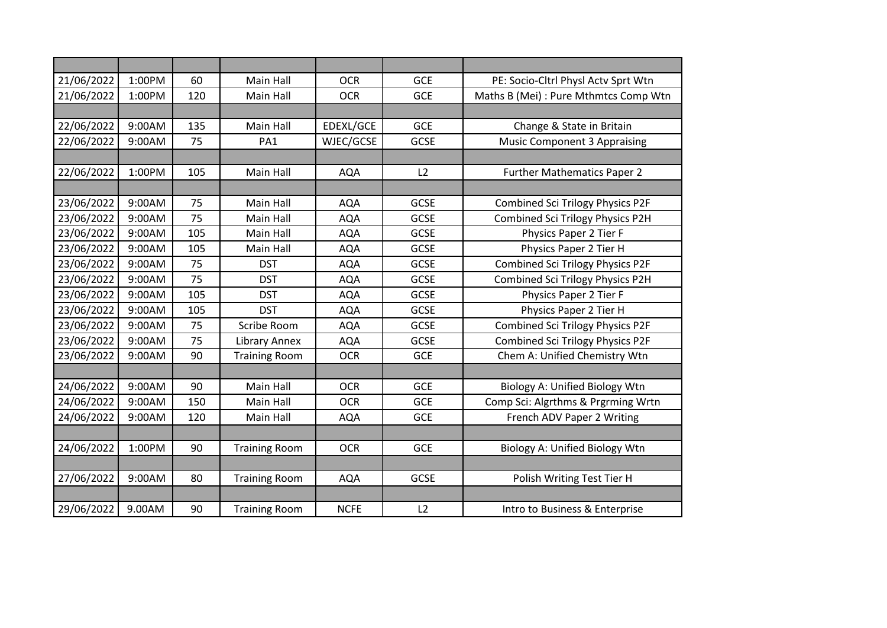| | | | | | | |
|---|---|---|---|---|---|---|
| | | | | | | |
| 21/06/2022 | 1:00PM | 60 | Main Hall | OCR | GCE | PE: Socio-Cltrl Physl Actv Sprt Wtn |
| 21/06/2022 | 1:00PM | 120 | Main Hall | OCR | GCE | Maths B (Mei) : Pure Mthmtcs Comp Wtn |
| | | | | | | |
| 22/06/2022 | 9:00AM | 135 | Main Hall | EDEXL/GCE | GCE | Change & State in Britain |
| 22/06/2022 | 9:00AM | 75 | PA1 | WJEC/GCSE | GCSE | Music Component 3 Appraising |
| | | | | | | |
| 22/06/2022 | 1:00PM | 105 | Main Hall | AQA | L2 | Further Mathematics Paper 2 |
| | | | | | | |
| 23/06/2022 | 9:00AM | 75 | Main Hall | AQA | GCSE | Combined Sci Trilogy Physics P2F |
| 23/06/2022 | 9:00AM | 75 | Main Hall | AQA | GCSE | Combined Sci Trilogy Physics P2H |
| 23/06/2022 | 9:00AM | 105 | Main Hall | AQA | GCSE | Physics Paper 2 Tier F |
| 23/06/2022 | 9:00AM | 105 | Main Hall | AQA | GCSE | Physics Paper 2 Tier H |
| 23/06/2022 | 9:00AM | 75 | DST | AQA | GCSE | Combined Sci Trilogy Physics P2F |
| 23/06/2022 | 9:00AM | 75 | DST | AQA | GCSE | Combined Sci Trilogy Physics P2H |
| 23/06/2022 | 9:00AM | 105 | DST | AQA | GCSE | Physics Paper 2 Tier F |
| 23/06/2022 | 9:00AM | 105 | DST | AQA | GCSE | Physics Paper 2 Tier H |
| 23/06/2022 | 9:00AM | 75 | Scribe Room | AQA | GCSE | Combined Sci Trilogy Physics P2F |
| 23/06/2022 | 9:00AM | 75 | Library Annex | AQA | GCSE | Combined Sci Trilogy Physics P2F |
| 23/06/2022 | 9:00AM | 90 | Training Room | OCR | GCE | Chem A: Unified Chemistry Wtn |
| | | | | | | |
| 24/06/2022 | 9:00AM | 90 | Main Hall | OCR | GCE | Biology A: Unified Biology Wtn |
| 24/06/2022 | 9:00AM | 150 | Main Hall | OCR | GCE | Comp Sci: Algrthms & Prgrming Wrtn |
| 24/06/2022 | 9:00AM | 120 | Main Hall | AQA | GCE | French ADV Paper 2 Writing |
| | | | | | | |
| 24/06/2022 | 1:00PM | 90 | Training Room | OCR | GCE | Biology A: Unified Biology Wtn |
| | | | | | | |
| 27/06/2022 | 9:00AM | 80 | Training Room | AQA | GCSE | Polish Writing Test Tier H |
| | | | | | | |
| 29/06/2022 | 9.00AM | 90 | Training Room | NCFE | L2 | Intro to Business & Enterprise |